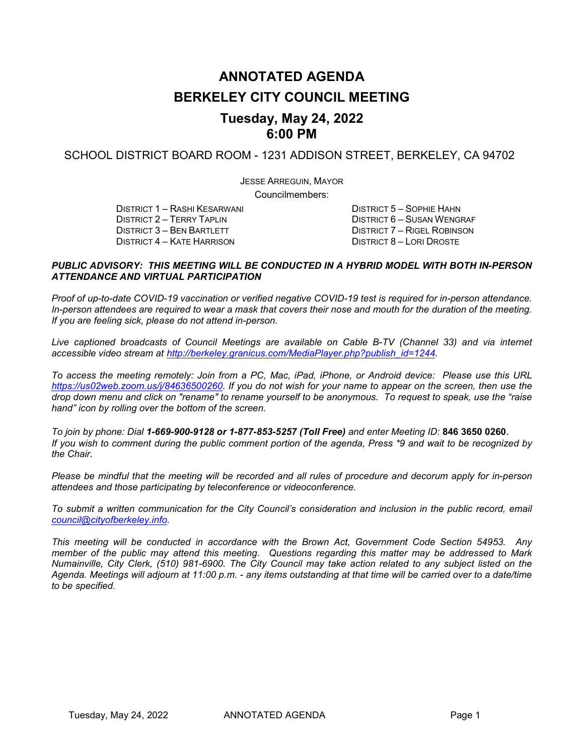# ANNOTATED AGENDA

# BERKELEY CITY COUNCIL MEETING

## Tuesday, May 24, 2022
## 6:00 PM

SCHOOL DISTRICT BOARD ROOM - 1231 ADDISON STREET, BERKELEY, CA 94702

JESSE ARREGUIN, MAYOR

Councilmembers:

DISTRICT 1 – RASHI KESARWANI
DISTRICT 2 – TERRY TAPLIN
DISTRICT 3 – BEN BARTLETT
DISTRICT 4 – KATE HARRISON
DISTRICT 5 – SOPHIE HAHN
DISTRICT 6 – SUSAN WENGRAF
DISTRICT 7 – RIGEL ROBINSON
DISTRICT 8 – LORI DROSTE

***PUBLIC ADVISORY: THIS MEETING WILL BE CONDUCTED IN A HYBRID MODEL WITH BOTH IN-PERSON ATTENDANCE AND VIRTUAL PARTICIPATION***

*Proof of up-to-date COVID-19 vaccination or verified negative COVID-19 test is required for in-person attendance. In-person attendees are required to wear a mask that covers their nose and mouth for the duration of the meeting. If you are feeling sick, please do not attend in-person.*

*Live captioned broadcasts of Council Meetings are available on Cable B-TV (Channel 33) and via internet accessible video stream at http://berkeley.granicus.com/MediaPlayer.php?publish_id=1244.*

*To access the meeting remotely: Join from a PC, Mac, iPad, iPhone, or Android device: Please use this URL https://us02web.zoom.us/j/84636500260. If you do not wish for your name to appear on the screen, then use the drop down menu and click on "rename" to rename yourself to be anonymous. To request to speak, use the "raise hand" icon by rolling over the bottom of the screen.*

*To join by phone: Dial **1-669-900-9128 or 1-877-853-5257 (Toll Free)** and enter Meeting ID:* **846 3650 0260**.
*If you wish to comment during the public comment portion of the agenda, Press *9 and wait to be recognized by the Chair.*

*Please be mindful that the meeting will be recorded and all rules of procedure and decorum apply for in-person attendees and those participating by teleconference or videoconference.*

*To submit a written communication for the City Council's consideration and inclusion in the public record, email council@cityofberkeley.info.*

*This meeting will be conducted in accordance with the Brown Act, Government Code Section 54953. Any member of the public may attend this meeting. Questions regarding this matter may be addressed to Mark Numainville, City Clerk, (510) 981-6900. The City Council may take action related to any subject listed on the Agenda. Meetings will adjourn at 11:00 p.m. - any items outstanding at that time will be carried over to a date/time to be specified.*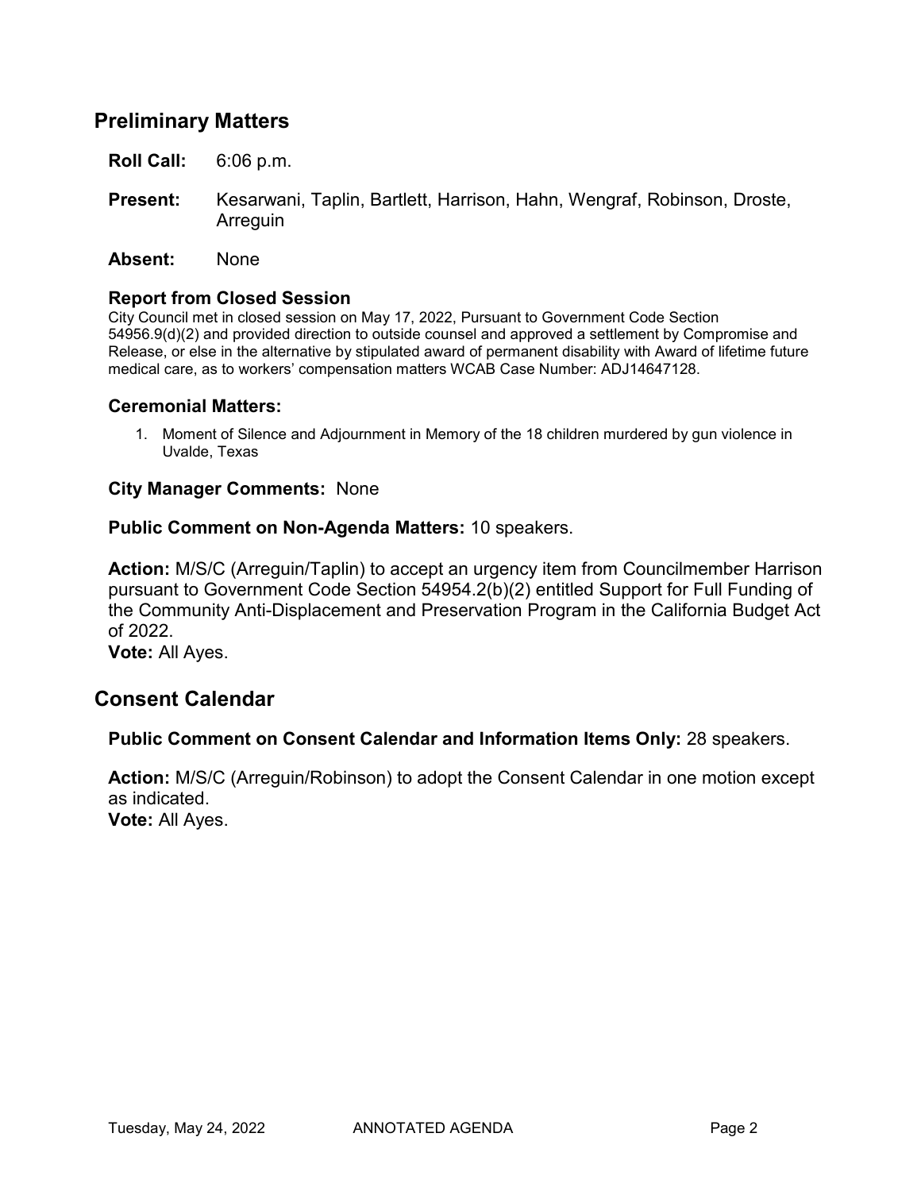## Preliminary Matters

**Roll Call:** 6:06 p.m.

**Present:** Kesarwani, Taplin, Bartlett, Harrison, Hahn, Wengraf, Robinson, Droste, Arreguin

**Absent:** None

### Report from Closed Session

City Council met in closed session on May 17, 2022, Pursuant to Government Code Section 54956.9(d)(2) and provided direction to outside counsel and approved a settlement by Compromise and Release, or else in the alternative by stipulated award of permanent disability with Award of lifetime future medical care, as to workers' compensation matters WCAB Case Number: ADJ14647128.

### Ceremonial Matters:

1. Moment of Silence and Adjournment in Memory of the 18 children murdered by gun violence in Uvalde, Texas

**City Manager Comments:** None

**Public Comment on Non-Agenda Matters:** 10 speakers.

**Action:** M/S/C (Arreguin/Taplin) to accept an urgency item from Councilmember Harrison pursuant to Government Code Section 54954.2(b)(2) entitled Support for Full Funding of the Community Anti-Displacement and Preservation Program in the California Budget Act of 2022.
**Vote:** All Ayes.

## Consent Calendar

**Public Comment on Consent Calendar and Information Items Only:** 28 speakers.

**Action:** M/S/C (Arreguin/Robinson) to adopt the Consent Calendar in one motion except as indicated.
**Vote:** All Ayes.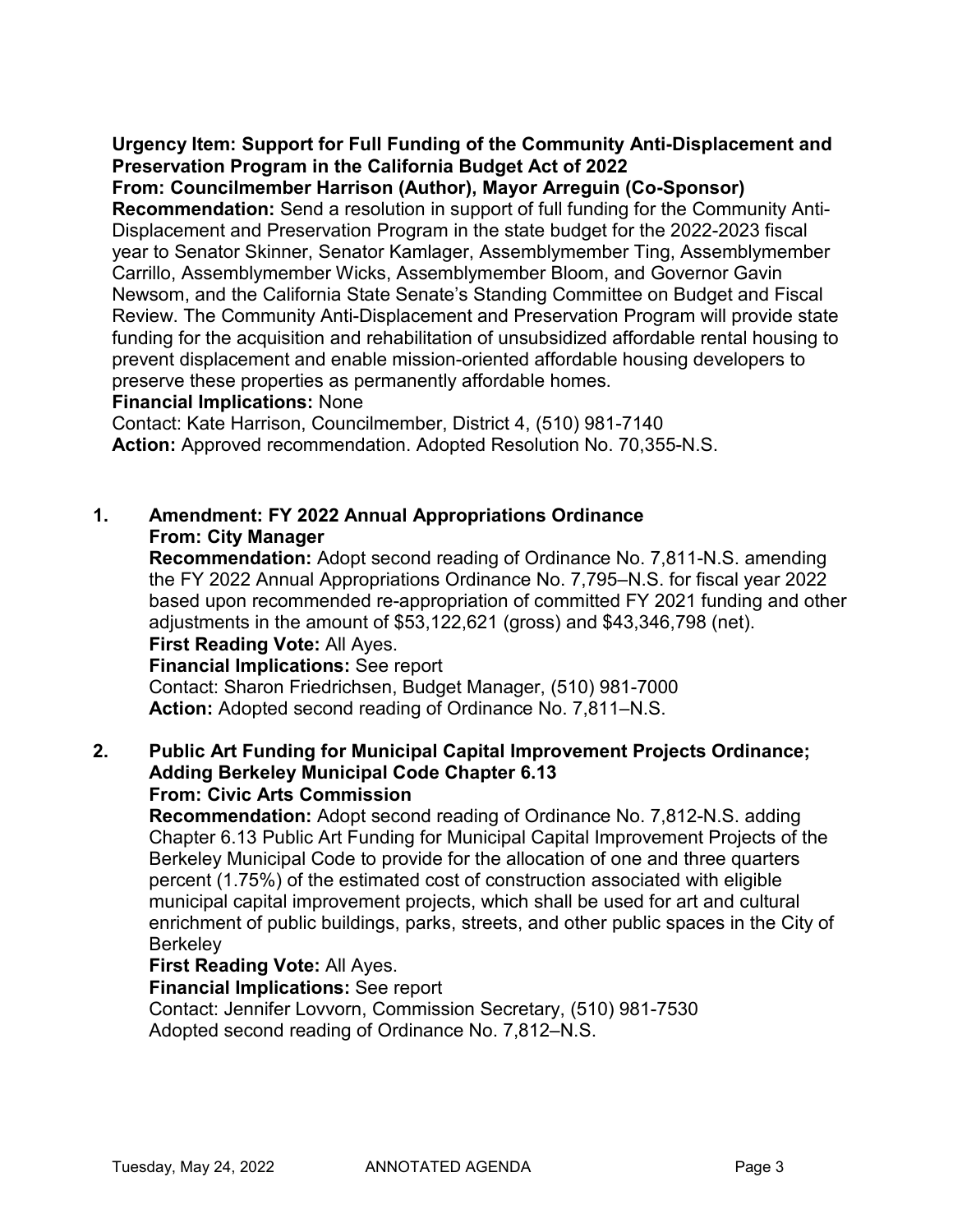**Urgency Item: Support for Full Funding of the Community Anti-Displacement and Preservation Program in the California Budget Act of 2022**
**From: Councilmember Harrison (Author), Mayor Arreguin (Co-Sponsor)**
**Recommendation:** Send a resolution in support of full funding for the Community Anti-Displacement and Preservation Program in the state budget for the 2022-2023 fiscal year to Senator Skinner, Senator Kamlager, Assemblymember Ting, Assemblymember Carrillo, Assemblymember Wicks, Assemblymember Bloom, and Governor Gavin Newsom, and the California State Senate's Standing Committee on Budget and Fiscal Review. The Community Anti-Displacement and Preservation Program will provide state funding for the acquisition and rehabilitation of unsubsidized affordable rental housing to prevent displacement and enable mission-oriented affordable housing developers to preserve these properties as permanently affordable homes.
**Financial Implications:** None
Contact: Kate Harrison, Councilmember, District 4, (510) 981-7140
**Action:** Approved recommendation. Adopted Resolution No. 70,355-N.S.

1. **Amendment: FY 2022 Annual Appropriations Ordinance**
   **From: City Manager**
   **Recommendation:** Adopt second reading of Ordinance No. 7,811-N.S. amending the FY 2022 Annual Appropriations Ordinance No. 7,795–N.S. for fiscal year 2022 based upon recommended re-appropriation of committed FY 2021 funding and other adjustments in the amount of $53,122,621 (gross) and $43,346,798 (net).
   **First Reading Vote:** All Ayes.
   **Financial Implications:** See report
   Contact: Sharon Friedrichsen, Budget Manager, (510) 981-7000
   **Action:** Adopted second reading of Ordinance No. 7,811–N.S.

2. **Public Art Funding for Municipal Capital Improvement Projects Ordinance; Adding Berkeley Municipal Code Chapter 6.13**
   **From: Civic Arts Commission**
   **Recommendation:** Adopt second reading of Ordinance No. 7,812-N.S. adding Chapter 6.13 Public Art Funding for Municipal Capital Improvement Projects of the Berkeley Municipal Code to provide for the allocation of one and three quarters percent (1.75%) of the estimated cost of construction associated with eligible municipal capital improvement projects, which shall be used for art and cultural enrichment of public buildings, parks, streets, and other public spaces in the City of Berkeley
   **First Reading Vote:** All Ayes.
   **Financial Implications:** See report
   Contact: Jennifer Lovvorn, Commission Secretary, (510) 981-7530
   Adopted second reading of Ordinance No. 7,812–N.S.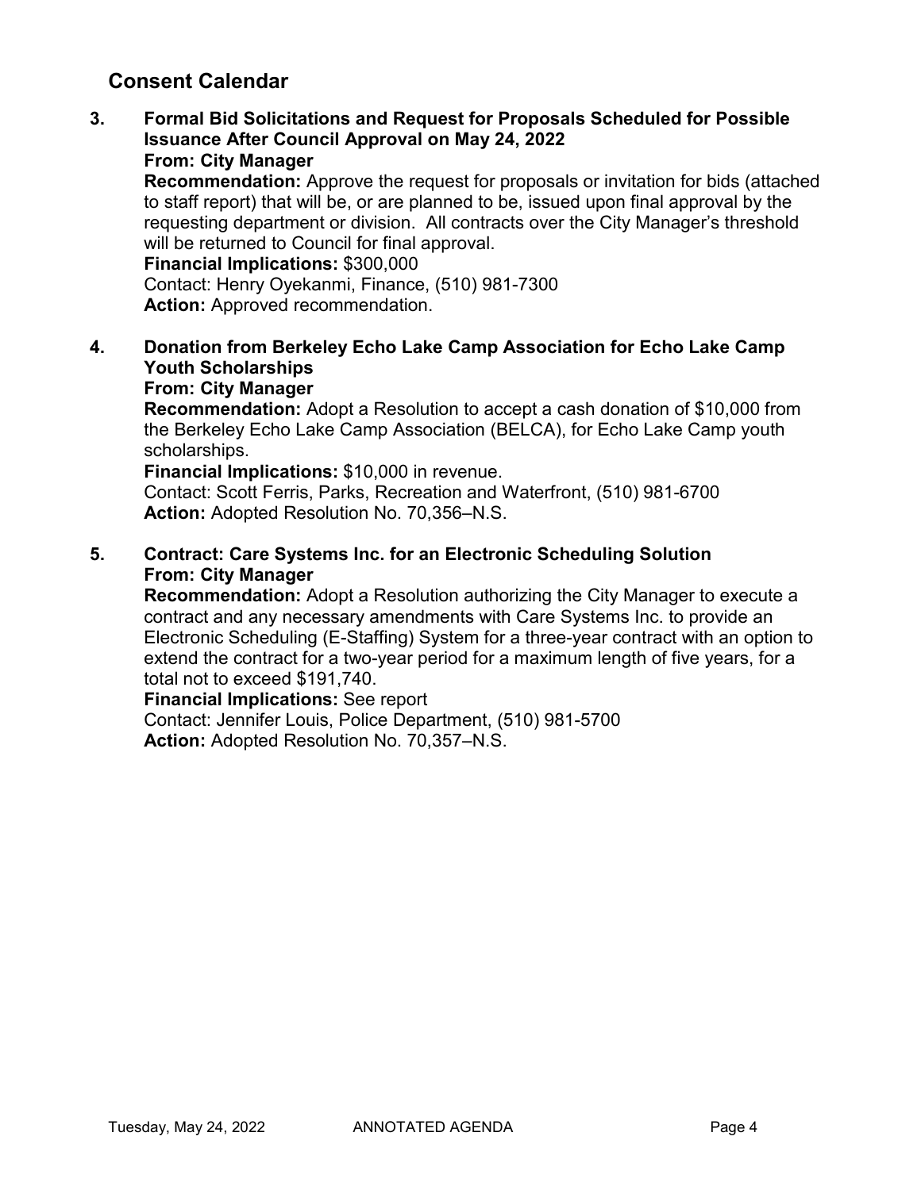## Consent Calendar

**3. Formal Bid Solicitations and Request for Proposals Scheduled for Possible Issuance After Council Approval on May 24, 2022**
**From: City Manager**
**Recommendation:** Approve the request for proposals or invitation for bids (attached to staff report) that will be, or are planned to be, issued upon final approval by the requesting department or division. All contracts over the City Manager's threshold will be returned to Council for final approval.
**Financial Implications:** $300,000
Contact: Henry Oyekanmi, Finance, (510) 981-7300
**Action:** Approved recommendation.

**4. Donation from Berkeley Echo Lake Camp Association for Echo Lake Camp Youth Scholarships**
**From: City Manager**
**Recommendation:** Adopt a Resolution to accept a cash donation of $10,000 from the Berkeley Echo Lake Camp Association (BELCA), for Echo Lake Camp youth scholarships.
**Financial Implications:** $10,000 in revenue.
Contact: Scott Ferris, Parks, Recreation and Waterfront, (510) 981-6700
**Action:** Adopted Resolution No. 70,356–N.S.

**5. Contract: Care Systems Inc. for an Electronic Scheduling Solution**
**From: City Manager**
**Recommendation:** Adopt a Resolution authorizing the City Manager to execute a contract and any necessary amendments with Care Systems Inc. to provide an Electronic Scheduling (E-Staffing) System for a three-year contract with an option to extend the contract for a two-year period for a maximum length of five years, for a total not to exceed $191,740.
**Financial Implications:** See report
Contact: Jennifer Louis, Police Department, (510) 981-5700
**Action:** Adopted Resolution No. 70,357–N.S.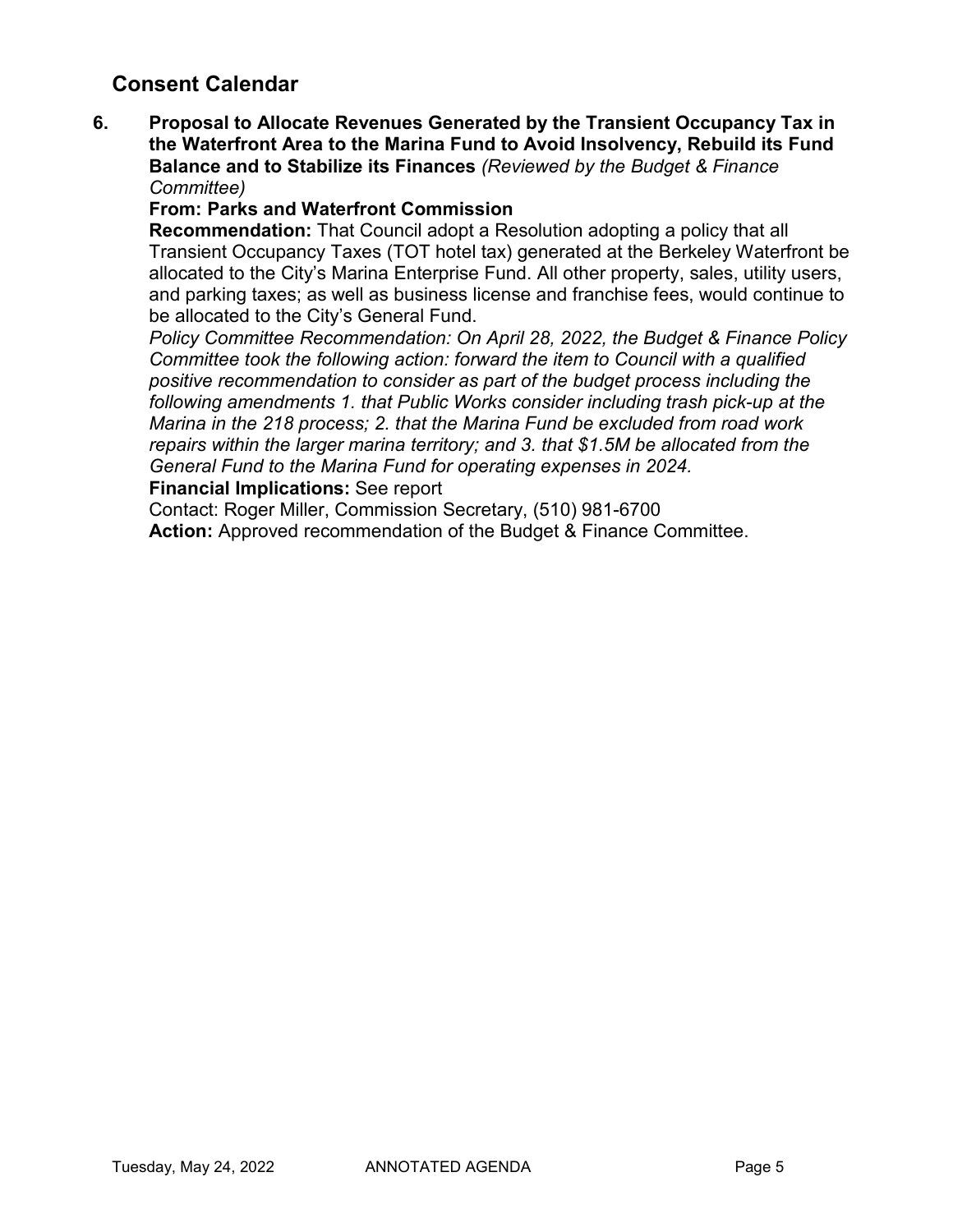## Consent Calendar

**6. Proposal to Allocate Revenues Generated by the Transient Occupancy Tax in the Waterfront Area to the Marina Fund to Avoid Insolvency, Rebuild its Fund Balance and to Stabilize its Finances** *(Reviewed by the Budget & Finance Committee)*

**From: Parks and Waterfront Commission**

**Recommendation:** That Council adopt a Resolution adopting a policy that all Transient Occupancy Taxes (TOT hotel tax) generated at the Berkeley Waterfront be allocated to the City's Marina Enterprise Fund. All other property, sales, utility users, and parking taxes; as well as business license and franchise fees, would continue to be allocated to the City's General Fund.

*Policy Committee Recommendation: On April 28, 2022, the Budget & Finance Policy Committee took the following action: forward the item to Council with a qualified positive recommendation to consider as part of the budget process including the following amendments 1. that Public Works consider including trash pick-up at the Marina in the 218 process; 2. that the Marina Fund be excluded from road work repairs within the larger marina territory; and 3. that $1.5M be allocated from the General Fund to the Marina Fund for operating expenses in 2024.*

**Financial Implications:** See report

Contact: Roger Miller, Commission Secretary, (510) 981-6700

**Action:** Approved recommendation of the Budget & Finance Committee.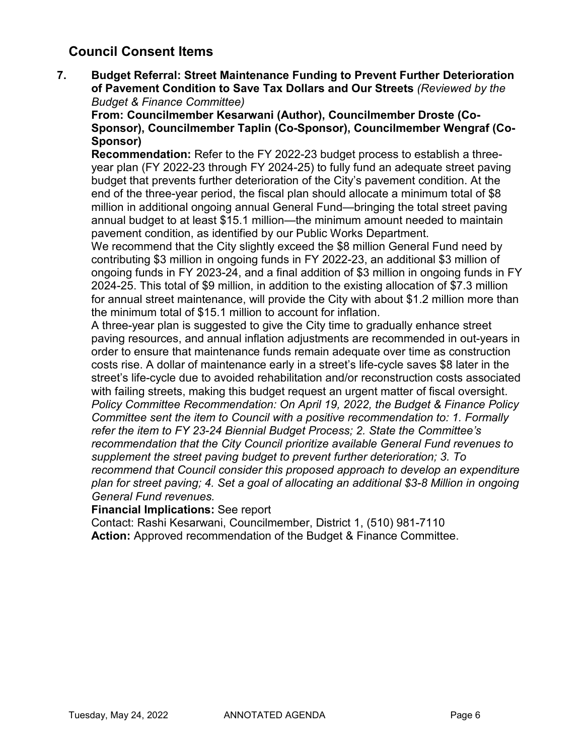## Council Consent Items

**7. Budget Referral: Street Maintenance Funding to Prevent Further Deterioration of Pavement Condition to Save Tax Dollars and Our Streets** *(Reviewed by the Budget & Finance Committee)*

**From: Councilmember Kesarwani (Author), Councilmember Droste (Co-Sponsor), Councilmember Taplin (Co-Sponsor), Councilmember Wengraf (Co-Sponsor)**

**Recommendation:** Refer to the FY 2022-23 budget process to establish a three-year plan (FY 2022-23 through FY 2024-25) to fully fund an adequate street paving budget that prevents further deterioration of the City's pavement condition. At the end of the three-year period, the fiscal plan should allocate a minimum total of $8 million in additional ongoing annual General Fund—bringing the total street paving annual budget to at least $15.1 million—the minimum amount needed to maintain pavement condition, as identified by our Public Works Department.

We recommend that the City slightly exceed the $8 million General Fund need by contributing $3 million in ongoing funds in FY 2022-23, an additional $3 million of ongoing funds in FY 2023-24, and a final addition of $3 million in ongoing funds in FY 2024-25. This total of $9 million, in addition to the existing allocation of $7.3 million for annual street maintenance, will provide the City with about $1.2 million more than the minimum total of $15.1 million to account for inflation.

A three-year plan is suggested to give the City time to gradually enhance street paving resources, and annual inflation adjustments are recommended in out-years in order to ensure that maintenance funds remain adequate over time as construction costs rise. A dollar of maintenance early in a street's life-cycle saves $8 later in the street's life-cycle due to avoided rehabilitation and/or reconstruction costs associated with failing streets, making this budget request an urgent matter of fiscal oversight.

*Policy Committee Recommendation: On April 19, 2022, the Budget & Finance Policy Committee sent the item to Council with a positive recommendation to: 1. Formally refer the item to FY 23-24 Biennial Budget Process; 2. State the Committee's recommendation that the City Council prioritize available General Fund revenues to supplement the street paving budget to prevent further deterioration; 3. To recommend that Council consider this proposed approach to develop an expenditure plan for street paving; 4. Set a goal of allocating an additional $3-8 Million in ongoing General Fund revenues.*

**Financial Implications:** See report

Contact: Rashi Kesarwani, Councilmember, District 1, (510) 981-7110

**Action:** Approved recommendation of the Budget & Finance Committee.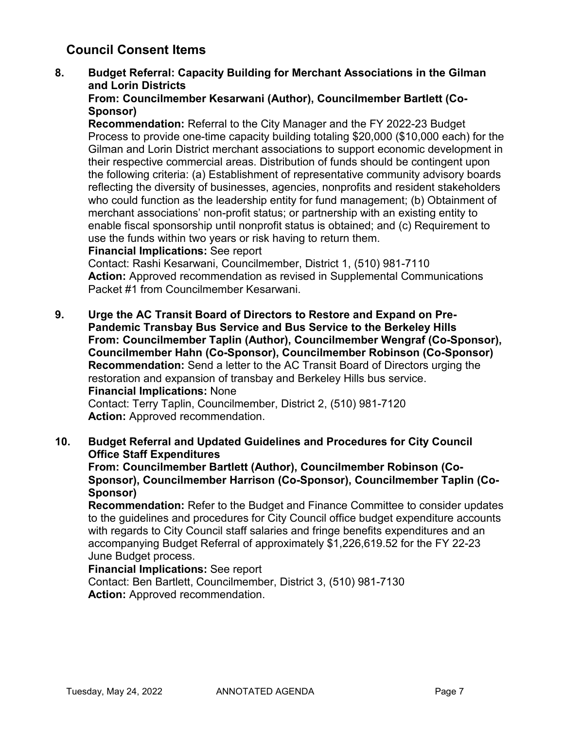## Council Consent Items

**8. Budget Referral: Capacity Building for Merchant Associations in the Gilman and Lorin Districts**

**From: Councilmember Kesarwani (Author), Councilmember Bartlett (Co-Sponsor)**

**Recommendation:** Referral to the City Manager and the FY 2022-23 Budget Process to provide one-time capacity building totaling $20,000 ($10,000 each) for the Gilman and Lorin District merchant associations to support economic development in their respective commercial areas. Distribution of funds should be contingent upon the following criteria: (a) Establishment of representative community advisory boards reflecting the diversity of businesses, agencies, nonprofits and resident stakeholders who could function as the leadership entity for fund management; (b) Obtainment of merchant associations' non-profit status; or partnership with an existing entity to enable fiscal sponsorship until nonprofit status is obtained; and (c) Requirement to use the funds within two years or risk having to return them.

**Financial Implications:** See report

Contact: Rashi Kesarwani, Councilmember, District 1, (510) 981-7110

**Action:** Approved recommendation as revised in Supplemental Communications Packet #1 from Councilmember Kesarwani.

**9. Urge the AC Transit Board of Directors to Restore and Expand on Pre-Pandemic Transbay Bus Service and Bus Service to the Berkeley Hills**

**From: Councilmember Taplin (Author), Councilmember Wengraf (Co-Sponsor), Councilmember Hahn (Co-Sponsor), Councilmember Robinson (Co-Sponsor)**

**Recommendation:** Send a letter to the AC Transit Board of Directors urging the restoration and expansion of transbay and Berkeley Hills bus service.

**Financial Implications:** None

Contact: Terry Taplin, Councilmember, District 2, (510) 981-7120

**Action:** Approved recommendation.

**10. Budget Referral and Updated Guidelines and Procedures for City Council Office Staff Expenditures**

**From: Councilmember Bartlett (Author), Councilmember Robinson (Co-Sponsor), Councilmember Harrison (Co-Sponsor), Councilmember Taplin (Co-Sponsor)**

**Recommendation:** Refer to the Budget and Finance Committee to consider updates to the guidelines and procedures for City Council office budget expenditure accounts with regards to City Council staff salaries and fringe benefits expenditures and an accompanying Budget Referral of approximately $1,226,619.52 for the FY 22-23 June Budget process.

**Financial Implications:** See report

Contact: Ben Bartlett, Councilmember, District 3, (510) 981-7130

**Action:** Approved recommendation.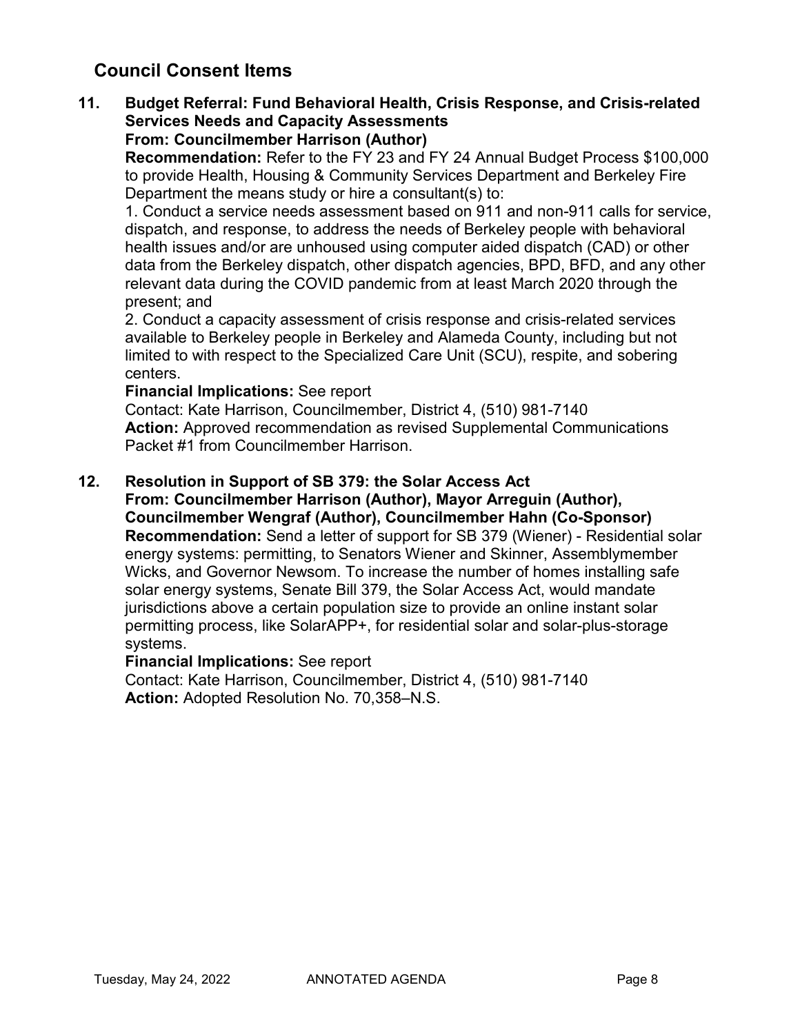## Council Consent Items

**11. Budget Referral: Fund Behavioral Health, Crisis Response, and Crisis-related Services Needs and Capacity Assessments**
**From: Councilmember Harrison (Author)**

**Recommendation:** Refer to the FY 23 and FY 24 Annual Budget Process $100,000 to provide Health, Housing & Community Services Department and Berkeley Fire Department the means study or hire a consultant(s) to:

1. Conduct a service needs assessment based on 911 and non-911 calls for service, dispatch, and response, to address the needs of Berkeley people with behavioral health issues and/or are unhoused using computer aided dispatch (CAD) or other data from the Berkeley dispatch, other dispatch agencies, BPD, BFD, and any other relevant data during the COVID pandemic from at least March 2020 through the present; and
2. Conduct a capacity assessment of crisis response and crisis-related services available to Berkeley people in Berkeley and Alameda County, including but not limited to with respect to the Specialized Care Unit (SCU), respite, and sobering centers.

**Financial Implications:** See report
Contact: Kate Harrison, Councilmember, District 4, (510) 981-7140
**Action:** Approved recommendation as revised Supplemental Communications Packet #1 from Councilmember Harrison.

**12. Resolution in Support of SB 379: the Solar Access Act**
**From: Councilmember Harrison (Author), Mayor Arreguin (Author), Councilmember Wengraf (Author), Councilmember Hahn (Co-Sponsor)**

**Recommendation:** Send a letter of support for SB 379 (Wiener) - Residential solar energy systems: permitting, to Senators Wiener and Skinner, Assemblymember Wicks, and Governor Newsom. To increase the number of homes installing safe solar energy systems, Senate Bill 379, the Solar Access Act, would mandate jurisdictions above a certain population size to provide an online instant solar permitting process, like SolarAPP+, for residential solar and solar-plus-storage systems.

**Financial Implications:** See report
Contact: Kate Harrison, Councilmember, District 4, (510) 981-7140
**Action:** Adopted Resolution No. 70,358–N.S.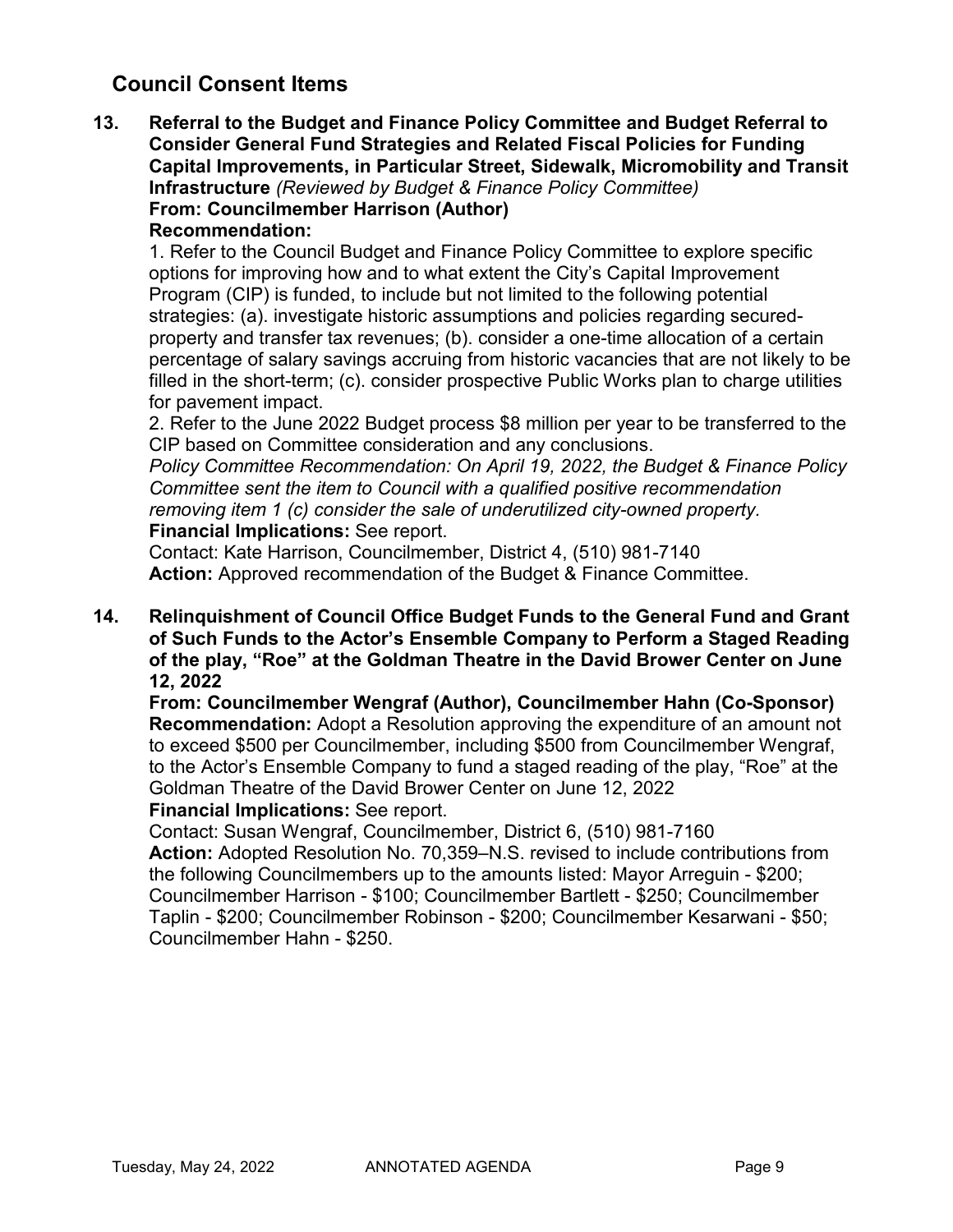## Council Consent Items

**13. Referral to the Budget and Finance Policy Committee and Budget Referral to Consider General Fund Strategies and Related Fiscal Policies for Funding Capital Improvements, in Particular Street, Sidewalk, Micromobility and Transit Infrastructure** *(Reviewed by Budget & Finance Policy Committee)*
**From: Councilmember Harrison (Author)**
**Recommendation:**
1. Refer to the Council Budget and Finance Policy Committee to explore specific options for improving how and to what extent the City's Capital Improvement Program (CIP) is funded, to include but not limited to the following potential strategies: (a). investigate historic assumptions and policies regarding secured-property and transfer tax revenues; (b). consider a one-time allocation of a certain percentage of salary savings accruing from historic vacancies that are not likely to be filled in the short-term; (c). consider prospective Public Works plan to charge utilities for pavement impact.
2. Refer to the June 2022 Budget process $8 million per year to be transferred to the CIP based on Committee consideration and any conclusions.
*Policy Committee Recommendation: On April 19, 2022, the Budget & Finance Policy Committee sent the item to Council with a qualified positive recommendation removing item 1 (c) consider the sale of underutilized city-owned property.*
**Financial Implications:** See report.
Contact: Kate Harrison, Councilmember, District 4, (510) 981-7140
**Action:** Approved recommendation of the Budget & Finance Committee.

**14. Relinquishment of Council Office Budget Funds to the General Fund and Grant of Such Funds to the Actor's Ensemble Company to Perform a Staged Reading of the play, "Roe" at the Goldman Theatre in the David Brower Center on June 12, 2022**
**From: Councilmember Wengraf (Author), Councilmember Hahn (Co-Sponsor)**
**Recommendation:** Adopt a Resolution approving the expenditure of an amount not to exceed $500 per Councilmember, including $500 from Councilmember Wengraf, to the Actor's Ensemble Company to fund a staged reading of the play, "Roe" at the Goldman Theatre of the David Brower Center on June 12, 2022
**Financial Implications:** See report.
Contact: Susan Wengraf, Councilmember, District 6, (510) 981-7160
**Action:** Adopted Resolution No. 70,359–N.S. revised to include contributions from the following Councilmembers up to the amounts listed: Mayor Arreguin - $200; Councilmember Harrison - $100; Councilmember Bartlett - $250; Councilmember Taplin - $200; Councilmember Robinson - $200; Councilmember Kesarwani - $50; Councilmember Hahn - $250.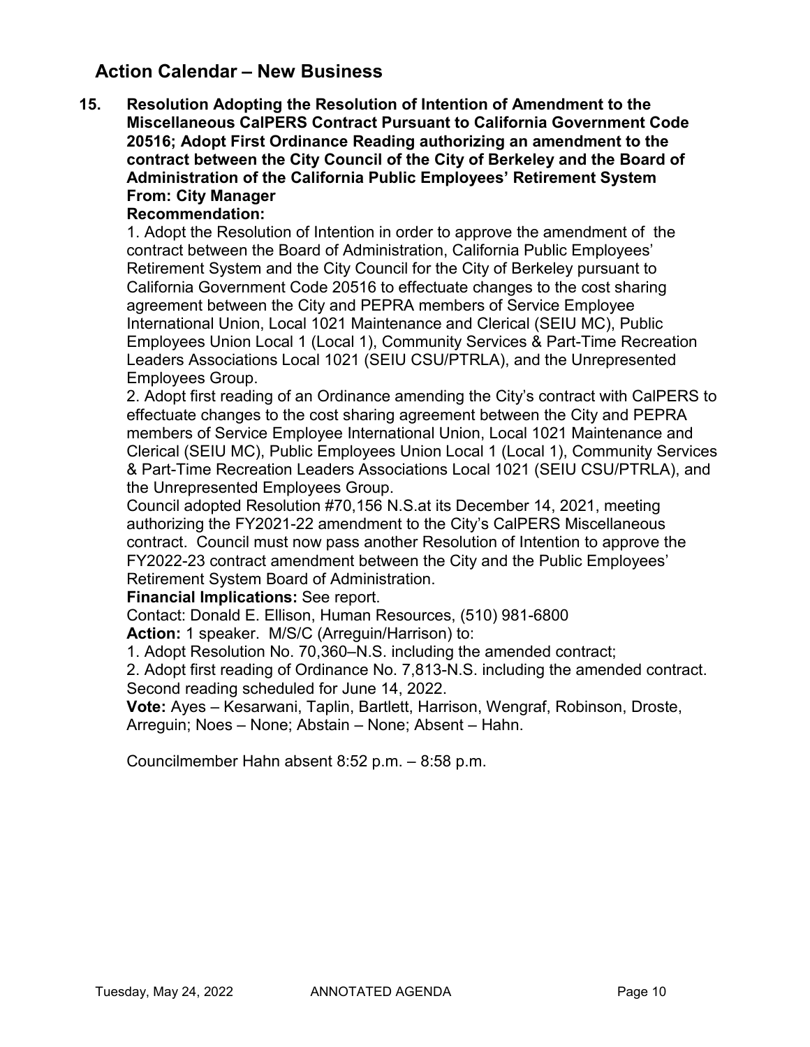## Action Calendar – New Business

**15. Resolution Adopting the Resolution of Intention of Amendment to the Miscellaneous CalPERS Contract Pursuant to California Government Code 20516; Adopt First Ordinance Reading authorizing an amendment to the contract between the City Council of the City of Berkeley and the Board of Administration of the California Public Employees' Retirement System**
**From: City Manager**
**Recommendation:**

1. Adopt the Resolution of Intention in order to approve the amendment of the contract between the Board of Administration, California Public Employees' Retirement System and the City Council for the City of Berkeley pursuant to California Government Code 20516 to effectuate changes to the cost sharing agreement between the City and PEPRA members of Service Employee International Union, Local 1021 Maintenance and Clerical (SEIU MC), Public Employees Union Local 1 (Local 1), Community Services & Part-Time Recreation Leaders Associations Local 1021 (SEIU CSU/PTRLA), and the Unrepresented Employees Group.
2. Adopt first reading of an Ordinance amending the City's contract with CalPERS to effectuate changes to the cost sharing agreement between the City and PEPRA members of Service Employee International Union, Local 1021 Maintenance and Clerical (SEIU MC), Public Employees Union Local 1 (Local 1), Community Services & Part-Time Recreation Leaders Associations Local 1021 (SEIU CSU/PTRLA), and the Unrepresented Employees Group.

Council adopted Resolution #70,156 N.S.at its December 14, 2021, meeting authorizing the FY2021-22 amendment to the City's CalPERS Miscellaneous contract. Council must now pass another Resolution of Intention to approve the FY2022-23 contract amendment between the City and the Public Employees' Retirement System Board of Administration.

**Financial Implications:** See report.

Contact: Donald E. Ellison, Human Resources, (510) 981-6800

**Action:** 1 speaker. M/S/C (Arreguin/Harrison) to:

1. Adopt Resolution No. 70,360–N.S. including the amended contract;
2. Adopt first reading of Ordinance No. 7,813-N.S. including the amended contract. Second reading scheduled for June 14, 2022.

**Vote:** Ayes – Kesarwani, Taplin, Bartlett, Harrison, Wengraf, Robinson, Droste, Arreguin; Noes – None; Abstain – None; Absent – Hahn.

Councilmember Hahn absent 8:52 p.m. – 8:58 p.m.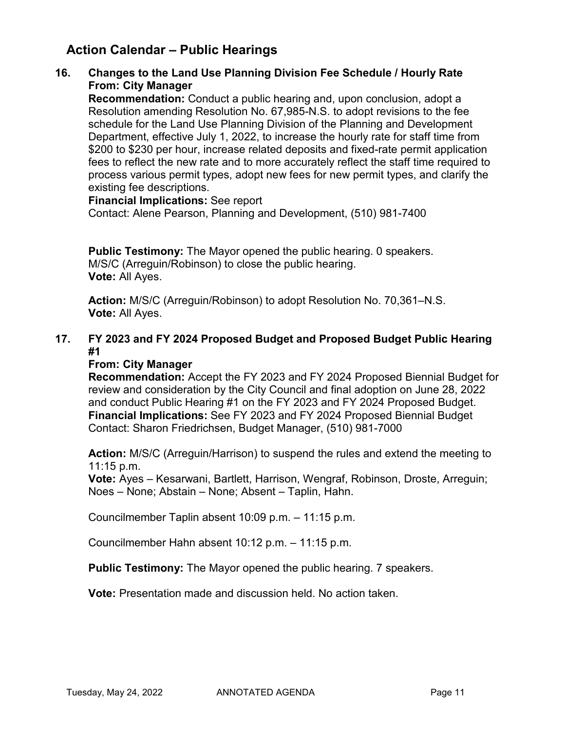## Action Calendar – Public Hearings

**16. Changes to the Land Use Planning Division Fee Schedule / Hourly Rate**
**From: City Manager**

**Recommendation:** Conduct a public hearing and, upon conclusion, adopt a Resolution amending Resolution No. 67,985-N.S. to adopt revisions to the fee schedule for the Land Use Planning Division of the Planning and Development Department, effective July 1, 2022, to increase the hourly rate for staff time from $200 to $230 per hour, increase related deposits and fixed-rate permit application fees to reflect the new rate and to more accurately reflect the staff time required to process various permit types, adopt new fees for new permit types, and clarify the existing fee descriptions.
**Financial Implications:** See report
Contact: Alene Pearson, Planning and Development, (510) 981-7400

**Public Testimony:** The Mayor opened the public hearing. 0 speakers.
M/S/C (Arreguin/Robinson) to close the public hearing.
**Vote:** All Ayes.

**Action:** M/S/C (Arreguin/Robinson) to adopt Resolution No. 70,361–N.S.
**Vote:** All Ayes.

**17. FY 2023 and FY 2024 Proposed Budget and Proposed Budget Public Hearing #1**
**From: City Manager**

**Recommendation:** Accept the FY 2023 and FY 2024 Proposed Biennial Budget for review and consideration by the City Council and final adoption on June 28, 2022 and conduct Public Hearing #1 on the FY 2023 and FY 2024 Proposed Budget.
**Financial Implications:** See FY 2023 and FY 2024 Proposed Biennial Budget
Contact: Sharon Friedrichsen, Budget Manager, (510) 981-7000

**Action:** M/S/C (Arreguin/Harrison) to suspend the rules and extend the meeting to 11:15 p.m.
**Vote:** Ayes – Kesarwani, Bartlett, Harrison, Wengraf, Robinson, Droste, Arreguin; Noes – None; Abstain – None; Absent – Taplin, Hahn.

Councilmember Taplin absent 10:09 p.m. – 11:15 p.m.

Councilmember Hahn absent 10:12 p.m. – 11:15 p.m.

**Public Testimony:** The Mayor opened the public hearing. 7 speakers.

**Vote:** Presentation made and discussion held. No action taken.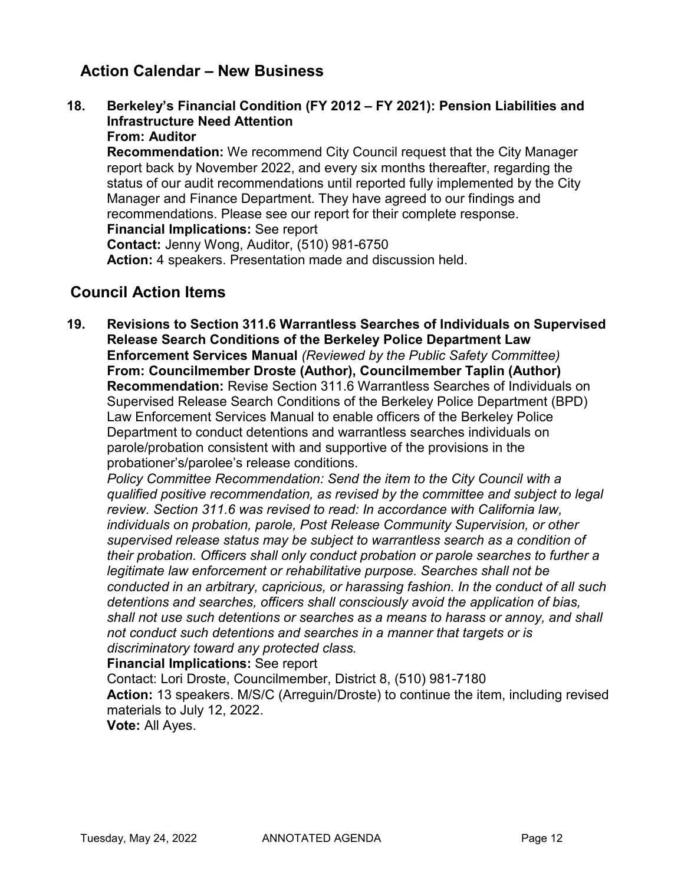## Action Calendar – New Business

**18. Berkeley's Financial Condition (FY 2012 – FY 2021): Pension Liabilities and Infrastructure Need Attention**
**From: Auditor**
**Recommendation:** We recommend City Council request that the City Manager report back by November 2022, and every six months thereafter, regarding the status of our audit recommendations until reported fully implemented by the City Manager and Finance Department. They have agreed to our findings and recommendations. Please see our report for their complete response.
**Financial Implications:** See report
**Contact:** Jenny Wong, Auditor, (510) 981-6750
**Action:** 4 speakers. Presentation made and discussion held.

## Council Action Items

**19. Revisions to Section 311.6 Warrantless Searches of Individuals on Supervised Release Search Conditions of the Berkeley Police Department Law Enforcement Services Manual** *(Reviewed by the Public Safety Committee)*
**From: Councilmember Droste (Author), Councilmember Taplin (Author)**
**Recommendation:** Revise Section 311.6 Warrantless Searches of Individuals on Supervised Release Search Conditions of the Berkeley Police Department (BPD) Law Enforcement Services Manual to enable officers of the Berkeley Police Department to conduct detentions and warrantless searches individuals on parole/probation consistent with and supportive of the provisions in the probationer's/parolee's release conditions.
*Policy Committee Recommendation: Send the item to the City Council with a qualified positive recommendation, as revised by the committee and subject to legal review. Section 311.6 was revised to read: In accordance with California law, individuals on probation, parole, Post Release Community Supervision, or other supervised release status may be subject to warrantless search as a condition of their probation. Officers shall only conduct probation or parole searches to further a legitimate law enforcement or rehabilitative purpose. Searches shall not be conducted in an arbitrary, capricious, or harassing fashion. In the conduct of all such detentions and searches, officers shall consciously avoid the application of bias, shall not use such detentions or searches as a means to harass or annoy, and shall not conduct such detentions and searches in a manner that targets or is discriminatory toward any protected class.*
**Financial Implications:** See report
Contact: Lori Droste, Councilmember, District 8, (510) 981-7180
**Action:** 13 speakers. M/S/C (Arreguin/Droste) to continue the item, including revised materials to July 12, 2022.
**Vote:** All Ayes.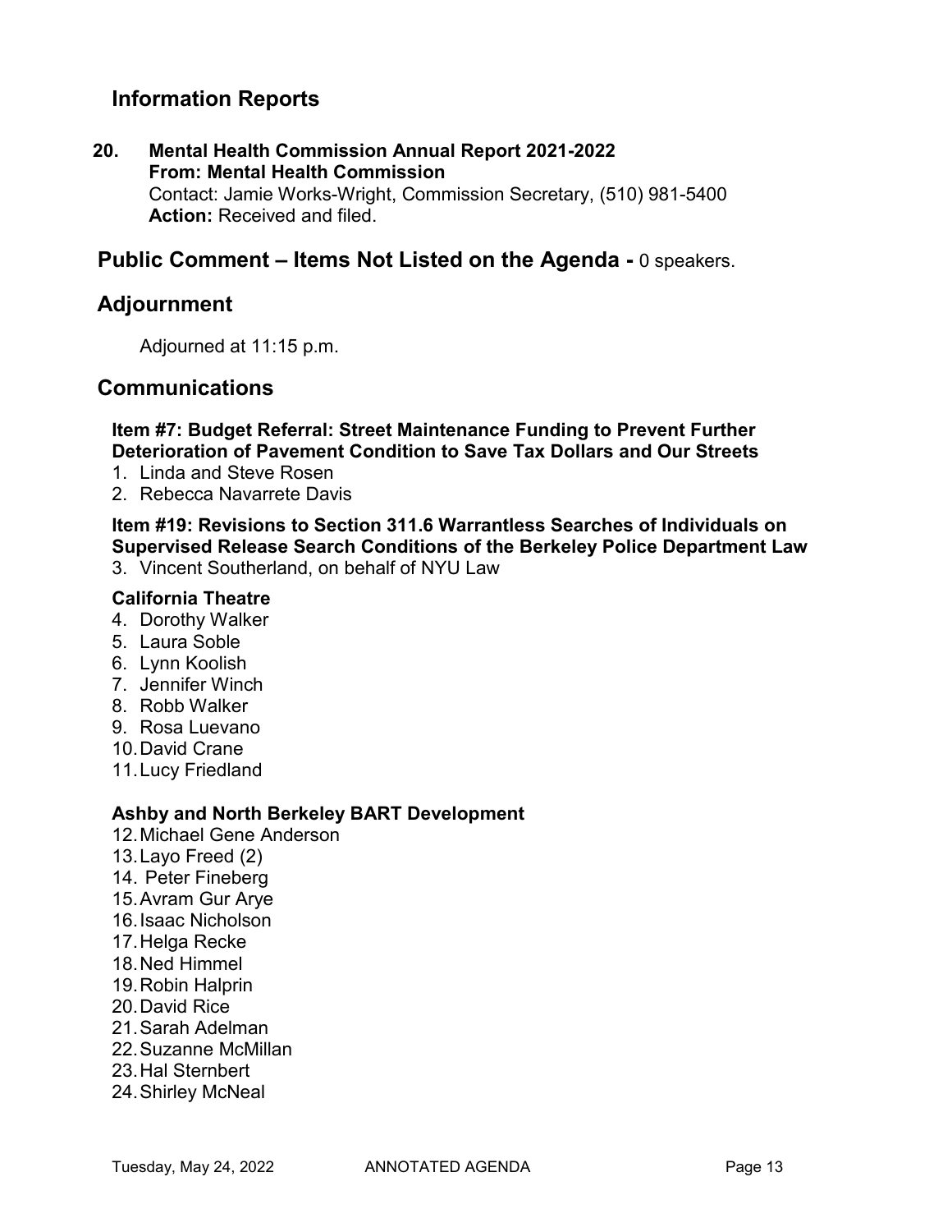## Information Reports

**20. Mental Health Commission Annual Report 2021-2022**
**From: Mental Health Commission**
Contact: Jamie Works-Wright, Commission Secretary, (510) 981-5400
**Action:** Received and filed.

## Public Comment – Items Not Listed on the Agenda - 0 speakers.

## Adjournment

Adjourned at 11:15 p.m.

## Communications

**Item #7: Budget Referral: Street Maintenance Funding to Prevent Further Deterioration of Pavement Condition to Save Tax Dollars and Our Streets**

1. Linda and Steve Rosen
2. Rebecca Navarrete Davis

**Item #19: Revisions to Section 311.6 Warrantless Searches of Individuals on Supervised Release Search Conditions of the Berkeley Police Department Law**

3. Vincent Southerland, on behalf of NYU Law

**California Theatre**

4. Dorothy Walker
5. Laura Soble
6. Lynn Koolish
7. Jennifer Winch
8. Robb Walker
9. Rosa Luevano
10. David Crane
11. Lucy Friedland

**Ashby and North Berkeley BART Development**

12. Michael Gene Anderson
13. Layo Freed (2)
14. Peter Fineberg
15. Avram Gur Arye
16. Isaac Nicholson
17. Helga Recke
18. Ned Himmel
19. Robin Halprin
20. David Rice
21. Sarah Adelman
22. Suzanne McMillan
23. Hal Sternbert
24. Shirley McNeal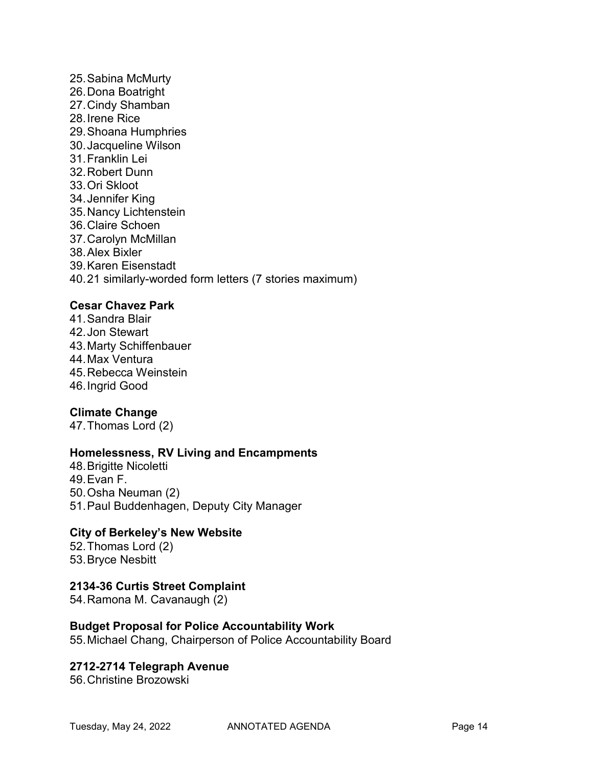25. Sabina McMurty
26. Dona Boatright
27. Cindy Shamban
28. Irene Rice
29. Shoana Humphries
30. Jacqueline Wilson
31. Franklin Lei
32. Robert Dunn
33. Ori Skloot
34. Jennifer King
35. Nancy Lichtenstein
36. Claire Schoen
37. Carolyn McMillan
38. Alex Bixler
39. Karen Eisenstadt
40. 21 similarly-worded form letters (7 stories maximum)

**Cesar Chavez Park**

41. Sandra Blair
42. Jon Stewart
43. Marty Schiffenbauer
44. Max Ventura
45. Rebecca Weinstein
46. Ingrid Good

**Climate Change**

47. Thomas Lord (2)

**Homelessness, RV Living and Encampments**

48. Brigitte Nicoletti
49. Evan F.
50. Osha Neuman (2)
51. Paul Buddenhagen, Deputy City Manager

**City of Berkeley's New Website**

52. Thomas Lord (2)
53. Bryce Nesbitt

**2134-36 Curtis Street Complaint**

54. Ramona M. Cavanaugh (2)

**Budget Proposal for Police Accountability Work**

55. Michael Chang, Chairperson of Police Accountability Board

**2712-2714 Telegraph Avenue**

56. Christine Brozowski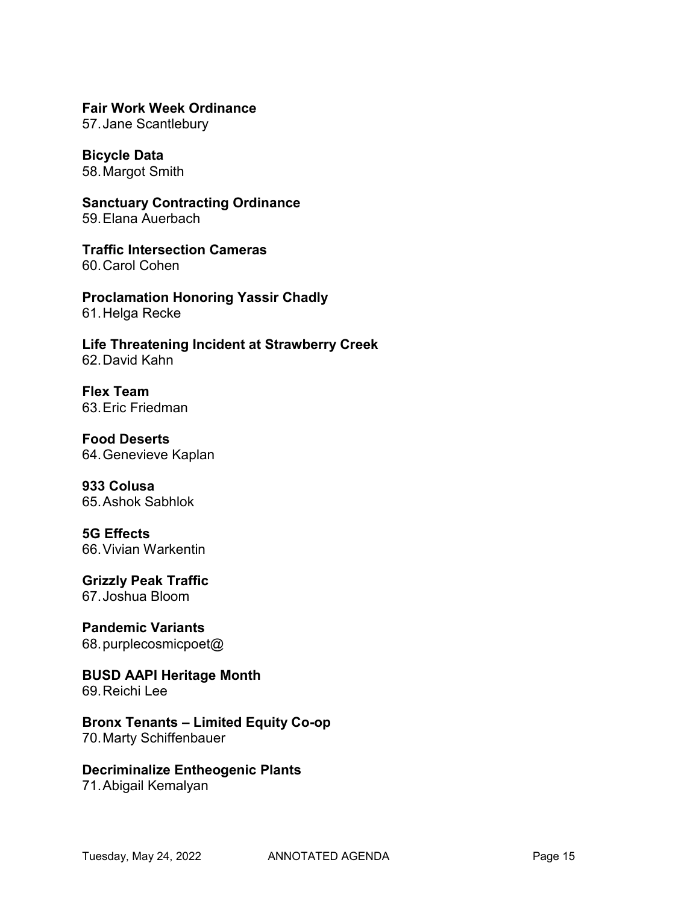**Fair Work Week Ordinance**
57. Jane Scantlebury

**Bicycle Data**
58. Margot Smith

**Sanctuary Contracting Ordinance**
59. Elana Auerbach

**Traffic Intersection Cameras**
60. Carol Cohen

**Proclamation Honoring Yassir Chadly**
61. Helga Recke

**Life Threatening Incident at Strawberry Creek**
62. David Kahn

**Flex Team**
63. Eric Friedman

**Food Deserts**
64. Genevieve Kaplan

**933 Colusa**
65. Ashok Sabhlok

**5G Effects**
66. Vivian Warkentin

**Grizzly Peak Traffic**
67. Joshua Bloom

**Pandemic Variants**
68. purplecosmicpoet@

**BUSD AAPI Heritage Month**
69. Reichi Lee

**Bronx Tenants – Limited Equity Co-op**
70. Marty Schiffenbauer

**Decriminalize Entheogenic Plants**
71. Abigail Kemalyan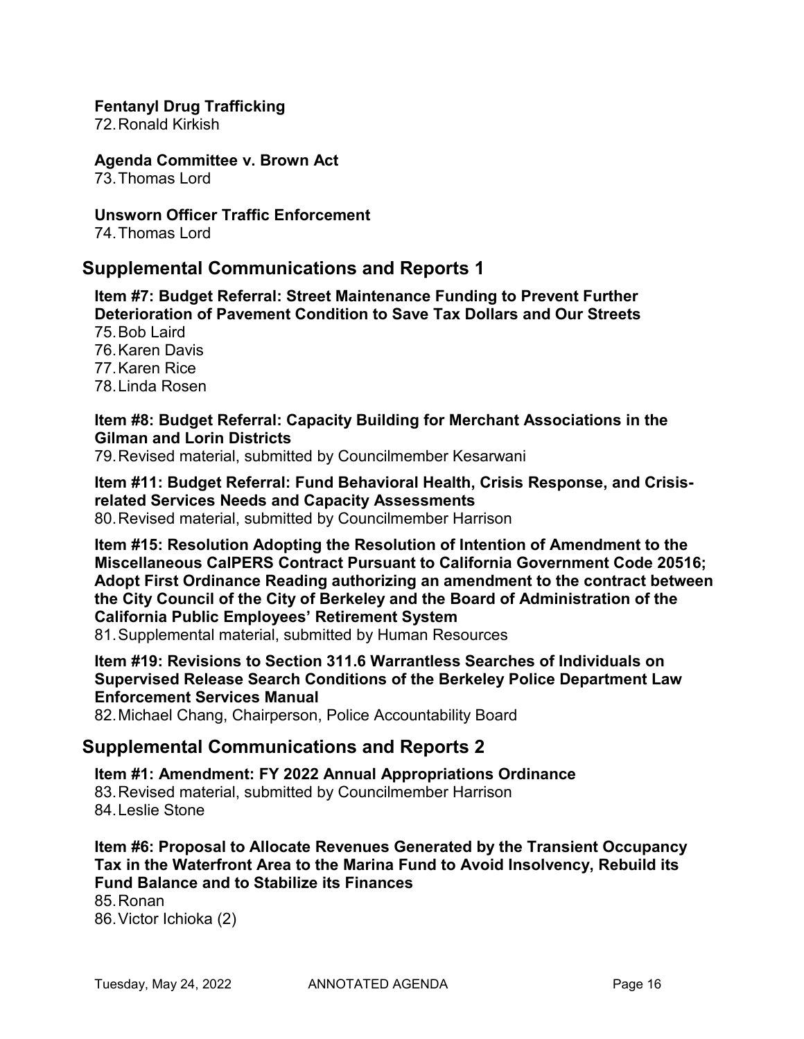**Fentanyl Drug Trafficking**

72. Ronald Kirkish

**Agenda Committee v. Brown Act**

73. Thomas Lord

**Unsworn Officer Traffic Enforcement**

74. Thomas Lord

## Supplemental Communications and Reports 1

**Item #7: Budget Referral: Street Maintenance Funding to Prevent Further Deterioration of Pavement Condition to Save Tax Dollars and Our Streets**

75. Bob Laird
76. Karen Davis
77. Karen Rice
78. Linda Rosen

**Item #8: Budget Referral: Capacity Building for Merchant Associations in the Gilman and Lorin Districts**

79. Revised material, submitted by Councilmember Kesarwani

**Item #11: Budget Referral: Fund Behavioral Health, Crisis Response, and Crisis-related Services Needs and Capacity Assessments**

80. Revised material, submitted by Councilmember Harrison

**Item #15: Resolution Adopting the Resolution of Intention of Amendment to the Miscellaneous CalPERS Contract Pursuant to California Government Code 20516; Adopt First Ordinance Reading authorizing an amendment to the contract between the City Council of the City of Berkeley and the Board of Administration of the California Public Employees' Retirement System**

81. Supplemental material, submitted by Human Resources

**Item #19: Revisions to Section 311.6 Warrantless Searches of Individuals on Supervised Release Search Conditions of the Berkeley Police Department Law Enforcement Services Manual**

82. Michael Chang, Chairperson, Police Accountability Board

## Supplemental Communications and Reports 2

**Item #1: Amendment: FY 2022 Annual Appropriations Ordinance**

83. Revised material, submitted by Councilmember Harrison
84. Leslie Stone

**Item #6: Proposal to Allocate Revenues Generated by the Transient Occupancy Tax in the Waterfront Area to the Marina Fund to Avoid Insolvency, Rebuild its Fund Balance and to Stabilize its Finances**

85. Ronan
86. Victor Ichioka (2)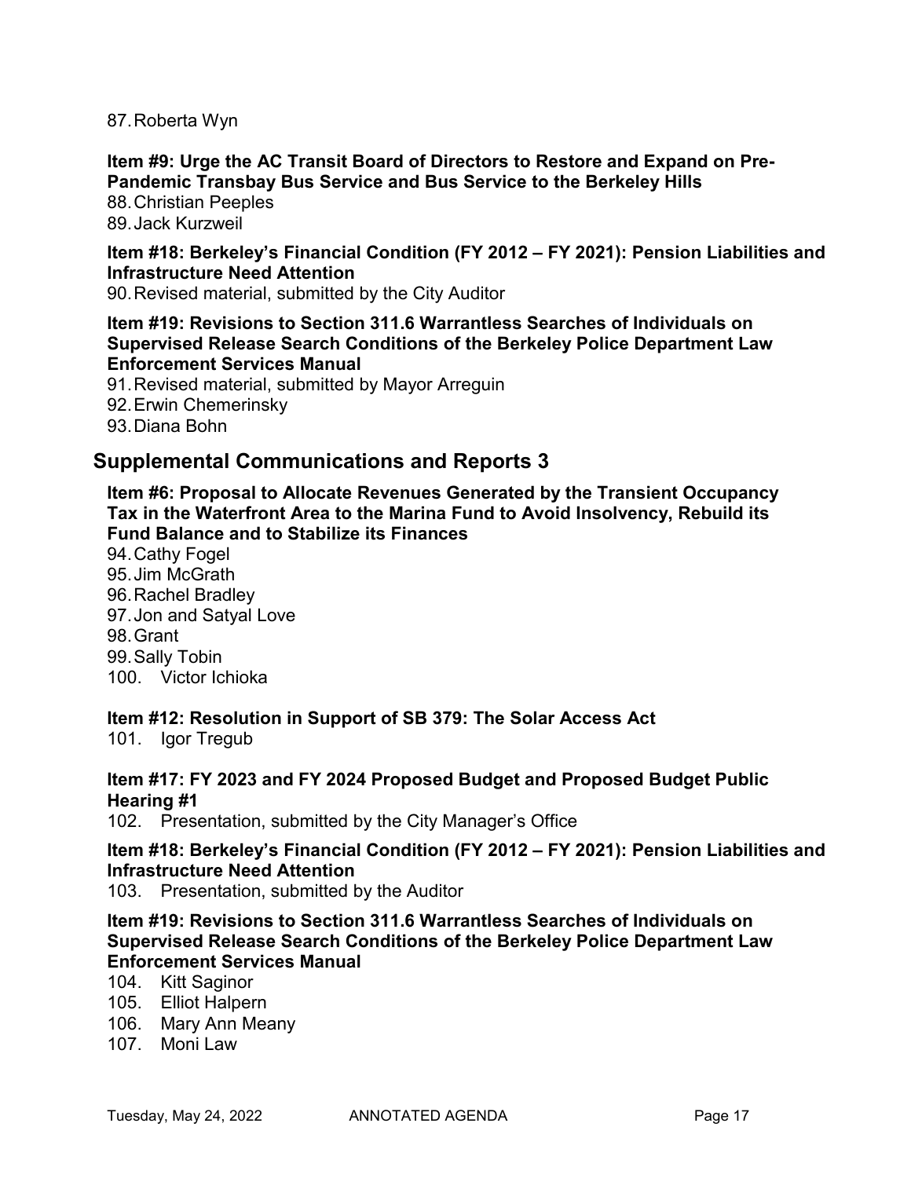87. Roberta Wyn

**Item #9: Urge the AC Transit Board of Directors to Restore and Expand on Pre-Pandemic Transbay Bus Service and Bus Service to the Berkeley Hills**

88. Christian Peeples
89. Jack Kurzweil

**Item #18: Berkeley's Financial Condition (FY 2012 – FY 2021): Pension Liabilities and Infrastructure Need Attention**

90. Revised material, submitted by the City Auditor

**Item #19: Revisions to Section 311.6 Warrantless Searches of Individuals on Supervised Release Search Conditions of the Berkeley Police Department Law Enforcement Services Manual**

91. Revised material, submitted by Mayor Arreguin
92. Erwin Chemerinsky
93. Diana Bohn

## Supplemental Communications and Reports 3

**Item #6: Proposal to Allocate Revenues Generated by the Transient Occupancy Tax in the Waterfront Area to the Marina Fund to Avoid Insolvency, Rebuild its Fund Balance and to Stabilize its Finances**

94. Cathy Fogel
95. Jim McGrath
96. Rachel Bradley
97. Jon and Satyal Love
98. Grant
99. Sally Tobin
100. Victor Ichioka

**Item #12: Resolution in Support of SB 379: The Solar Access Act**

101. Igor Tregub

**Item #17: FY 2023 and FY 2024 Proposed Budget and Proposed Budget Public Hearing #1**

102. Presentation, submitted by the City Manager's Office

**Item #18: Berkeley's Financial Condition (FY 2012 – FY 2021): Pension Liabilities and Infrastructure Need Attention**

103. Presentation, submitted by the Auditor

**Item #19: Revisions to Section 311.6 Warrantless Searches of Individuals on Supervised Release Search Conditions of the Berkeley Police Department Law Enforcement Services Manual**

104. Kitt Saginor
105. Elliot Halpern
106. Mary Ann Meany
107. Moni Law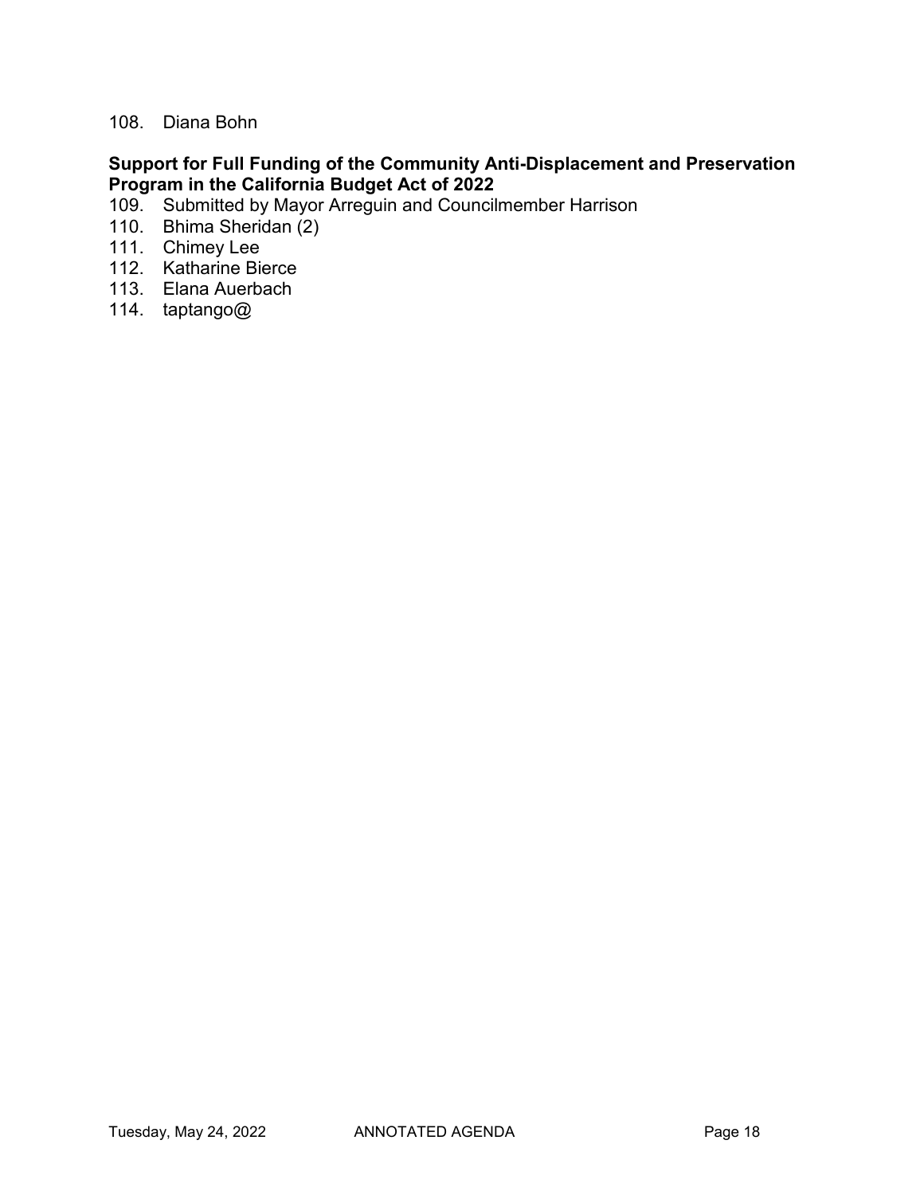108. Diana Bohn

**Support for Full Funding of the Community Anti-Displacement and Preservation Program in the California Budget Act of 2022**

109. Submitted by Mayor Arreguin and Councilmember Harrison
110. Bhima Sheridan (2)
111. Chimey Lee
112. Katharine Bierce
113. Elana Auerbach
114. taptango@